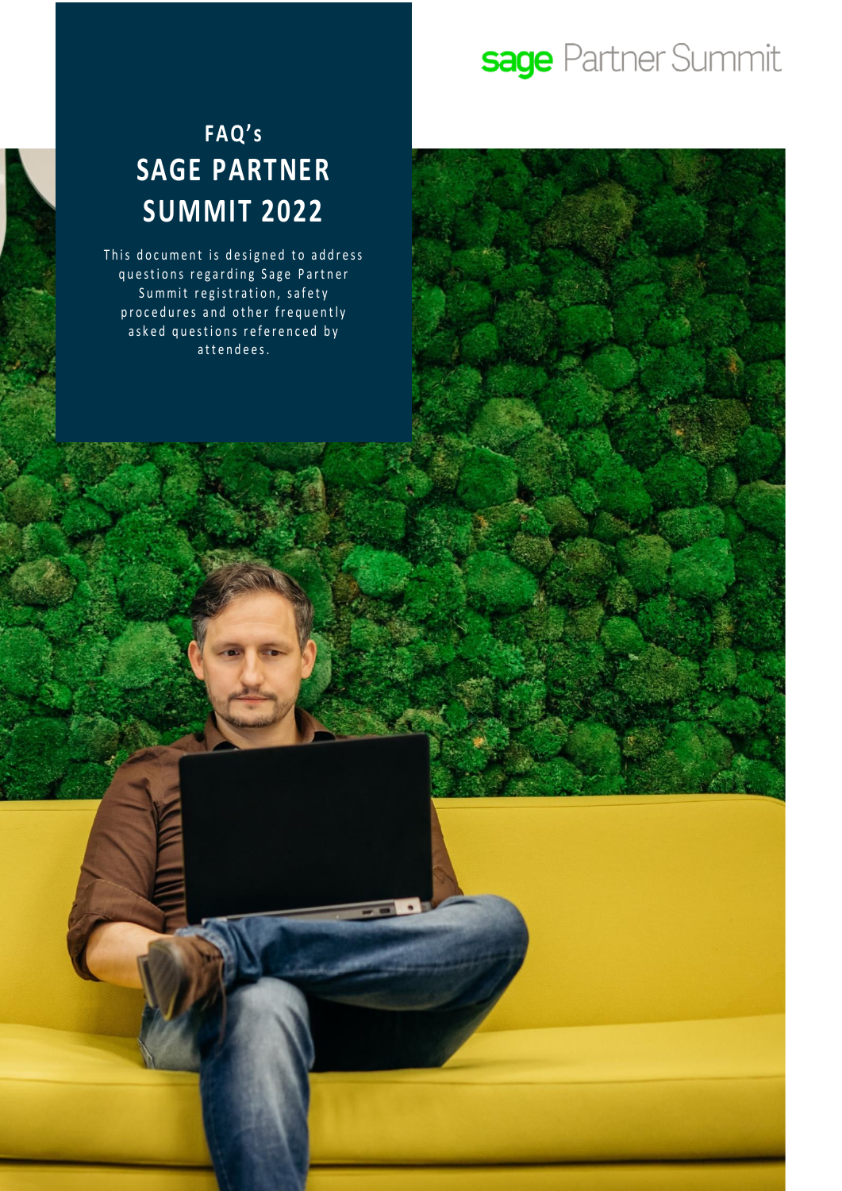sage Partner Summit

# FAQ's

# SAGE PARTNER SUMMIT 2022

This document is designed to address questions regarding Sage Partner Summit registration, safety procedures and other frequently asked questions referenced by attendees.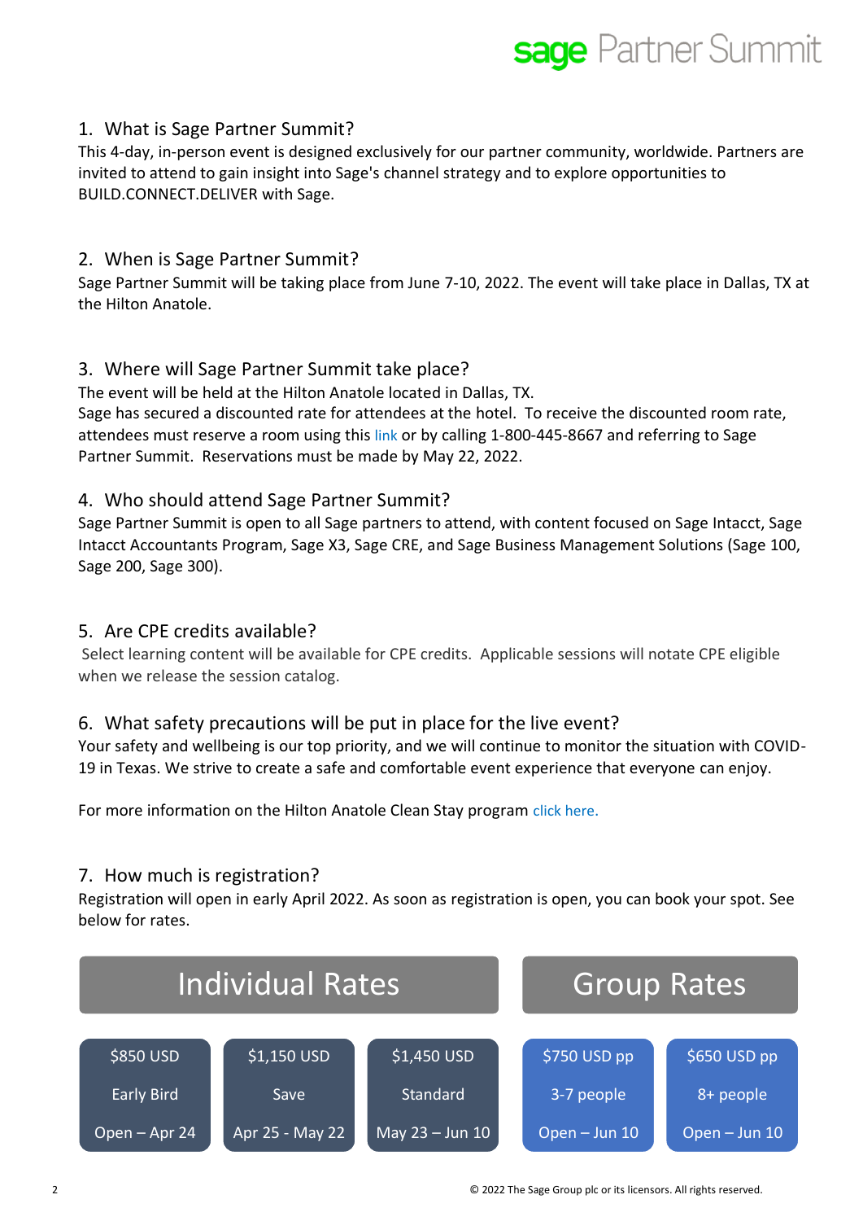1. What is Sage Partner Summit?

This 4-day, in-person event is designed exclusively for our partner community, worldwide. Partners are invited to attend to gain insight into Sage's channel strategy and to explore opportunities to BUILD.CONNECT.DELIVER with Sage.

2. When is Sage Partner Summit?

Sage Partner Summit will be taking place from June 7-10, 2022. The event will take place in Dallas, TX at the Hilton Anatole.

3. Where will Sage Partner Summit take place?

The event will be held at the Hilton Anatole located in Dallas, TX.
Sage has secured a discounted rate for attendees at the hotel. To receive the discounted room rate, attendees must reserve a room using this link or by calling 1-800-445-8667 and referring to Sage Partner Summit. Reservations must be made by May 22, 2022.

4. Who should attend Sage Partner Summit?

Sage Partner Summit is open to all Sage partners to attend, with content focused on Sage Intacct, Sage Intacct Accountants Program, Sage X3, Sage CRE, and Sage Business Management Solutions (Sage 100, Sage 200, Sage 300).

5. Are CPE credits available?

Select learning content will be available for CPE credits. Applicable sessions will notate CPE eligible when we release the session catalog.

6. What safety precautions will be put in place for the live event?

Your safety and wellbeing is our top priority, and we will continue to monitor the situation with COVID-19 in Texas. We strive to create a safe and comfortable event experience that everyone can enjoy.

For more information on the Hilton Anatole Clean Stay program click here.

7. How much is registration?

Registration will open in early April 2022. As soon as registration is open, you can book your spot. See below for rates.

| Individual Rates | | | Group Rates | |
|---|---|---|---|---|
| $850 USD | $1,150 USD | $1,450 USD | $750 USD pp | $650 USD pp |
| Early Bird | Save | Standard | 3-7 people | 8+ people |
| Open – Apr 24 | Apr 25 - May 22 | May 23 – Jun 10 | Open – Jun 10 | Open – Jun 10 |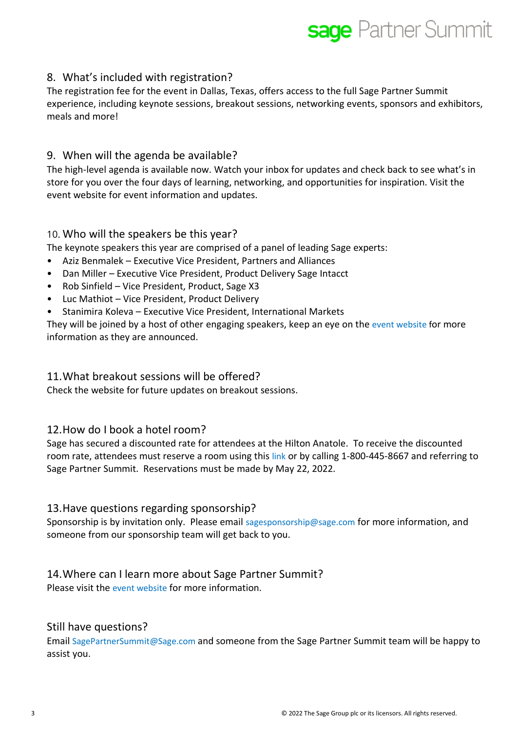## 8. What's included with registration?

The registration fee for the event in Dallas, Texas, offers access to the full Sage Partner Summit experience, including keynote sessions, breakout sessions, networking events, sponsors and exhibitors, meals and more!

## 9. When will the agenda be available?

The high-level agenda is available now. Watch your inbox for updates and check back to see what's in store for you over the four days of learning, networking, and opportunities for inspiration. Visit the event website for event information and updates.

## 10. Who will the speakers be this year?

The keynote speakers this year are comprised of a panel of leading Sage experts:

- Aziz Benmalek – Executive Vice President, Partners and Alliances
- Dan Miller – Executive Vice President, Product Delivery Sage Intacct
- Rob Sinfield – Vice President, Product, Sage X3
- Luc Mathiot – Vice President, Product Delivery
- Stanimira Koleva – Executive Vice President, International Markets

They will be joined by a host of other engaging speakers, keep an eye on the event website for more information as they are announced.

## 11. What breakout sessions will be offered?

Check the website for future updates on breakout sessions.

## 12. How do I book a hotel room?

Sage has secured a discounted rate for attendees at the Hilton Anatole. To receive the discounted room rate, attendees must reserve a room using this link or by calling 1-800-445-8667 and referring to Sage Partner Summit. Reservations must be made by May 22, 2022.

## 13. Have questions regarding sponsorship?

Sponsorship is by invitation only. Please email sagesponsorship@sage.com for more information, and someone from our sponsorship team will get back to you.

## 14. Where can I learn more about Sage Partner Summit?

Please visit the event website for more information.

## Still have questions?

Email SagePartnerSummit@Sage.com and someone from the Sage Partner Summit team will be happy to assist you.